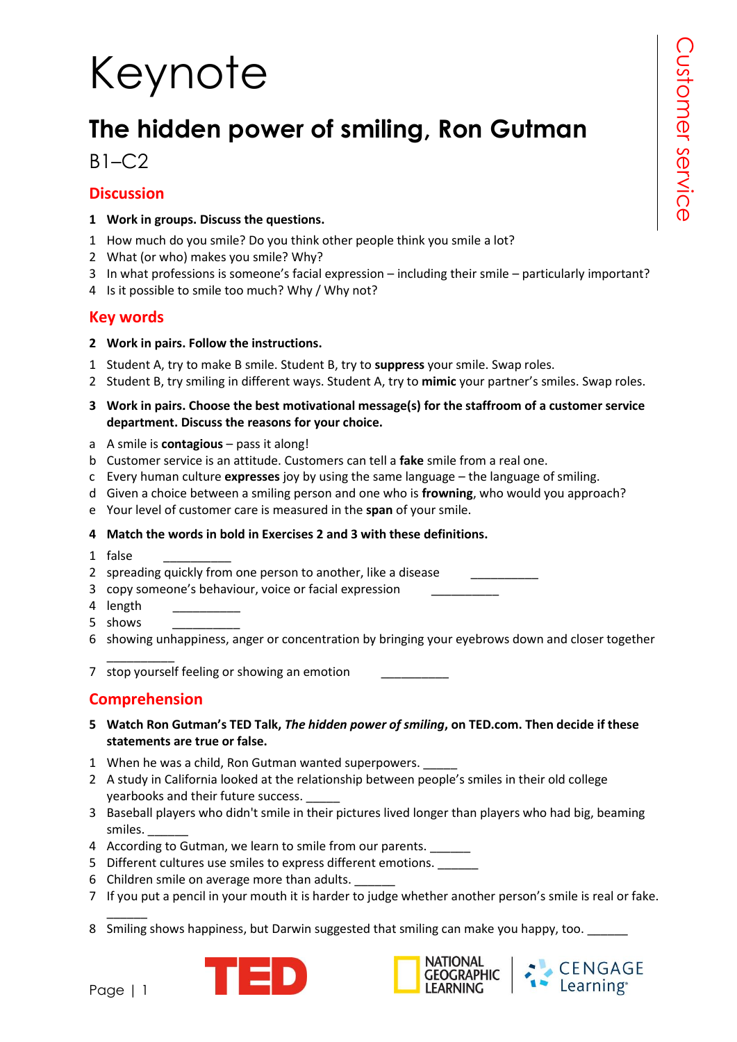# Keynote

## The hidden power of smiling, Ron Gutman

B1–C2

### Discussion

**1 Work in groups. Discuss the questions.**

1. How much do you smile? Do you think other people think you smile a lot?
2. What (or who) makes you smile? Why?
3. In what professions is someone's facial expression – including their smile – particularly important?
4. Is it possible to smile too much? Why / Why not?

### Key words

**2 Work in pairs. Follow the instructions.**

1. Student A, try to make B smile. Student B, try to **suppress** your smile. Swap roles.
2. Student B, try smiling in different ways. Student A, try to **mimic** your partner's smiles. Swap roles.

**3 Work in pairs. Choose the best motivational message(s) for the staffroom of a customer service department. Discuss the reasons for your choice.**

a. A smile is **contagious** – pass it along!
b. Customer service is an attitude. Customers can tell a **fake** smile from a real one.
c. Every human culture **expresses** joy by using the same language – the language of smiling.
d. Given a choice between a smiling person and one who is **frowning**, who would you approach?
e. Your level of customer care is measured in the **span** of your smile.

**4 Match the words in bold in Exercises 2 and 3 with these definitions.**

1. false __________
2. spreading quickly from one person to another, like a disease __________
3. copy someone's behaviour, voice or facial expression __________
4. length __________
5. shows __________
6. showing unhappiness, anger or concentration by bringing your eyebrows down and closer together __________
7. stop yourself feeling or showing an emotion __________

### Comprehension

**5 Watch Ron Gutman's TED Talk, *The hidden power of smiling*, on TED.com. Then decide if these statements are true or false.**

1. When he was a child, Ron Gutman wanted superpowers. _____
2. A study in California looked at the relationship between people's smiles in their old college yearbooks and their future success. _____
3. Baseball players who didn't smile in their pictures lived longer than players who had big, beaming smiles. ______
4. According to Gutman, we learn to smile from our parents. ______
5. Different cultures use smiles to express different emotions. ______
6. Children smile on average more than adults. ______
7. If you put a pencil in your mouth it is harder to judge whether another person's smile is real or fake. ______
8. Smiling shows happiness, but Darwin suggested that smiling can make you happy, too. ______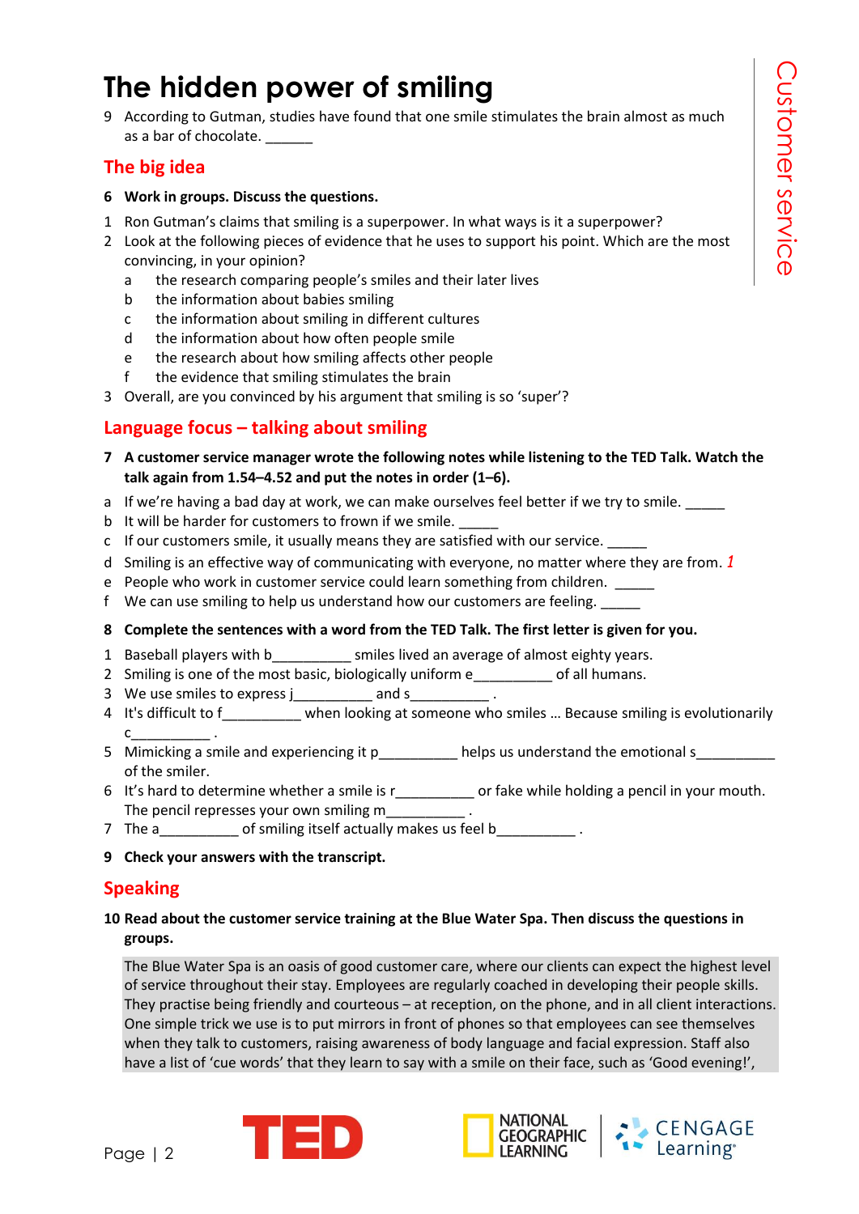# The hidden power of smiling

9 According to Gutman, studies have found that one smile stimulates the brain almost as much as a bar of chocolate. ______

## The big idea

**6 Work in groups. Discuss the questions.**

1 Ron Gutman's claims that smiling is a superpower. In what ways is it a superpower?

2 Look at the following pieces of evidence that he uses to support his point. Which are the most convincing, in your opinion?

  a the research comparing people's smiles and their later lives
  b the information about babies smiling
  c the information about smiling in different cultures
  d the information about how often people smile
  e the research about how smiling affects other people
  f the evidence that smiling stimulates the brain

3 Overall, are you convinced by his argument that smiling is so 'super'?

## Language focus – talking about smiling

**7 A customer service manager wrote the following notes while listening to the TED Talk. Watch the talk again from 1.54–4.52 and put the notes in order (1–6).**

a If we're having a bad day at work, we can make ourselves feel better if we try to smile. _____
b It will be harder for customers to frown if we smile. _____
c If our customers smile, it usually means they are satisfied with our service. _____
d Smiling is an effective way of communicating with everyone, no matter where they are from. *1*
e People who work in customer service could learn something from children. _____
f We can use smiling to help us understand how our customers are feeling. _____

**8 Complete the sentences with a word from the TED Talk. The first letter is given for you.**

1 Baseball players with b__________ smiles lived an average of almost eighty years.
2 Smiling is one of the most basic, biologically uniform e__________ of all humans.
3 We use smiles to express j__________ and s__________ .
4 It's difficult to f__________ when looking at someone who smiles … Because smiling is evolutionarily c__________ .
5 Mimicking a smile and experiencing it p__________ helps us understand the emotional s__________ of the smiler.
6 It's hard to determine whether a smile is r__________ or fake while holding a pencil in your mouth. The pencil represses your own smiling m__________ .
7 The a__________ of smiling itself actually makes us feel b__________ .

**9 Check your answers with the transcript.**

## Speaking

**10 Read about the customer service training at the Blue Water Spa. Then discuss the questions in groups.**

The Blue Water Spa is an oasis of good customer care, where our clients can expect the highest level of service throughout their stay. Employees are regularly coached in developing their people skills. They practise being friendly and courteous – at reception, on the phone, and in all client interactions. One simple trick we use is to put mirrors in front of phones so that employees can see themselves when they talk to customers, raising awareness of body language and facial expression. Staff also have a list of 'cue words' that they learn to say with a smile on their face, such as 'Good evening!',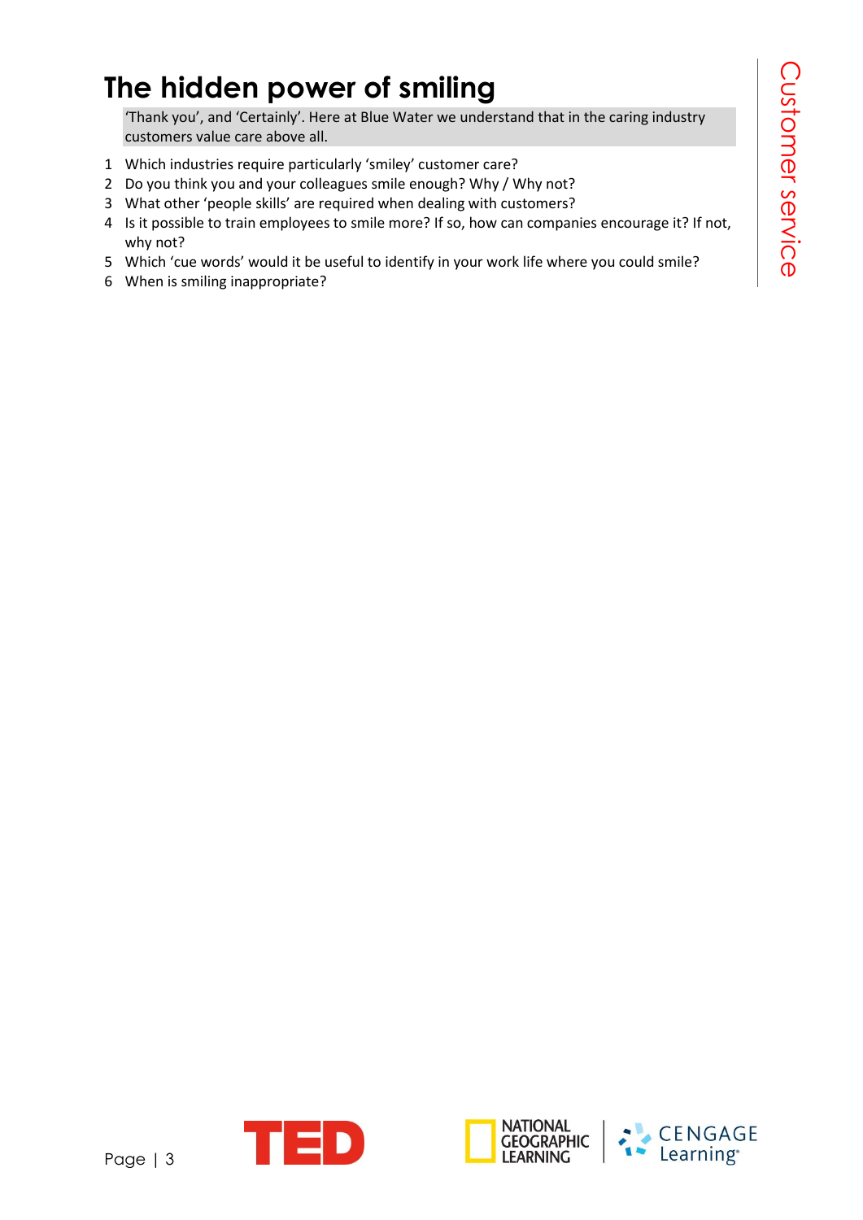# The hidden power of smiling

'Thank you', and 'Certainly'. Here at Blue Water we understand that in the caring industry customers value care above all.

1. Which industries require particularly 'smiley' customer care?
2. Do you think you and your colleagues smile enough? Why / Why not?
3. What other 'people skills' are required when dealing with customers?
4. Is it possible to train employees to smile more? If so, how can companies encourage it? If not, why not?
5. Which 'cue words' would it be useful to identify in your work life where you could smile?
6. When is smiling inappropriate?